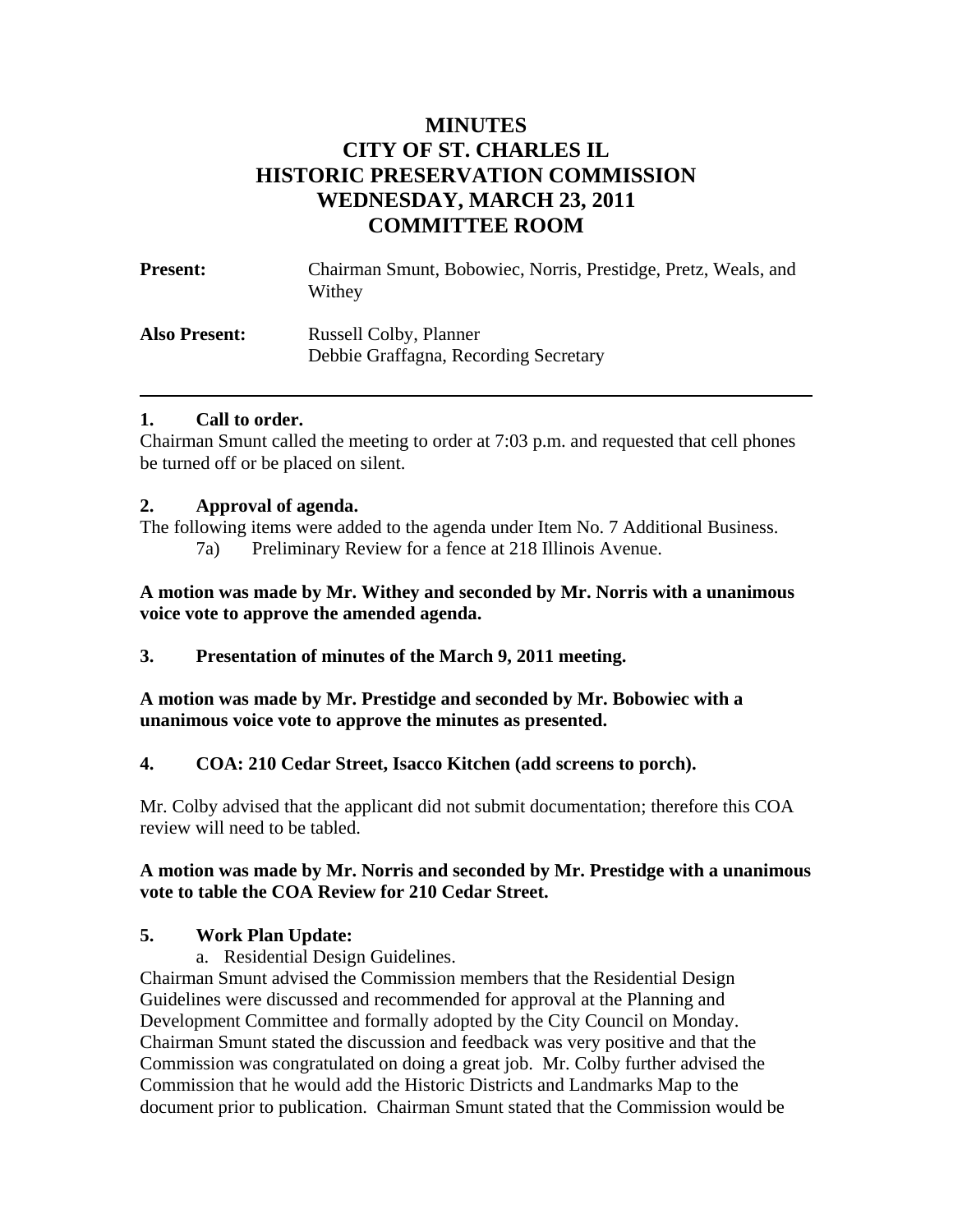# MINUTES
# CITY OF ST. CHARLES IL
# HISTORIC PRESERVATION COMMISSION
# WEDNESDAY, MARCH 23, 2011
# COMMITTEE ROOM

**Present:** Chairman Smunt, Bobowiec, Norris, Prestidge, Pretz, Weals, and Withey

**Also Present:** Russell Colby, Planner
Debbie Graffagna, Recording Secretary

---

### 1. Call to order.

Chairman Smunt called the meeting to order at 7:03 p.m. and requested that cell phones be turned off or be placed on silent.

### 2. Approval of agenda.

The following items were added to the agenda under Item No. 7 Additional Business.

7a) Preliminary Review for a fence at 218 Illinois Avenue.

**A motion was made by Mr. Withey and seconded by Mr. Norris with a unanimous voice vote to approve the amended agenda.**

### 3. Presentation of minutes of the March 9, 2011 meeting.

**A motion was made by Mr. Prestidge and seconded by Mr. Bobowiec with a unanimous voice vote to approve the minutes as presented.**

### 4. COA: 210 Cedar Street, Isacco Kitchen (add screens to porch).

Mr. Colby advised that the applicant did not submit documentation; therefore this COA review will need to be tabled.

**A motion was made by Mr. Norris and seconded by Mr. Prestidge with a unanimous vote to table the COA Review for 210 Cedar Street.**

### 5. Work Plan Update:

a. Residential Design Guidelines.

Chairman Smunt advised the Commission members that the Residential Design Guidelines were discussed and recommended for approval at the Planning and Development Committee and formally adopted by the City Council on Monday. Chairman Smunt stated the discussion and feedback was very positive and that the Commission was congratulated on doing a great job. Mr. Colby further advised the Commission that he would add the Historic Districts and Landmarks Map to the document prior to publication. Chairman Smunt stated that the Commission would be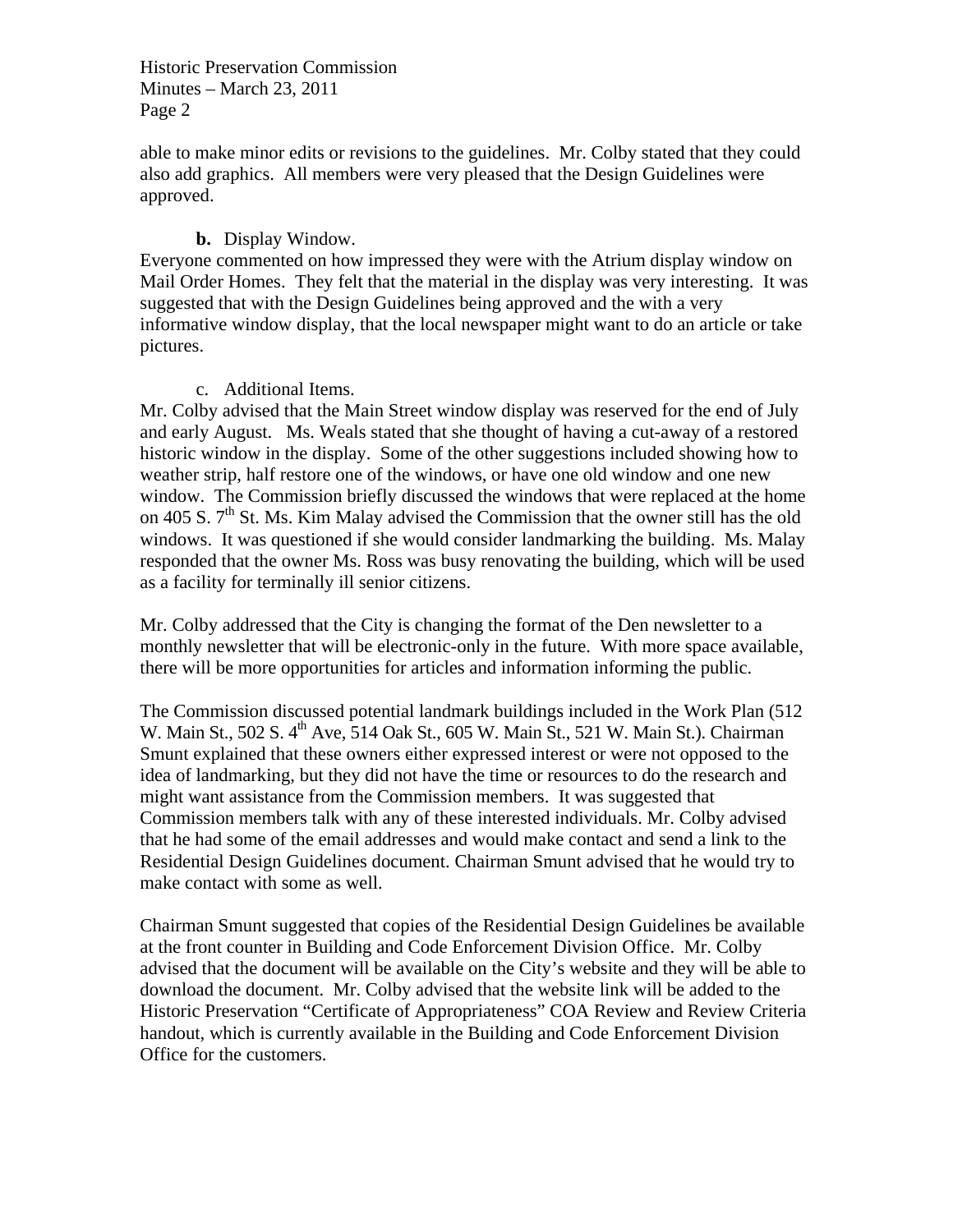able to make minor edits or revisions to the guidelines. Mr. Colby stated that they could also add graphics. All members were very pleased that the Design Guidelines were approved.

**b.** Display Window.

Everyone commented on how impressed they were with the Atrium display window on Mail Order Homes. They felt that the material in the display was very interesting. It was suggested that with the Design Guidelines being approved and the with a very informative window display, that the local newspaper might want to do an article or take pictures.

c. Additional Items.

Mr. Colby advised that the Main Street window display was reserved for the end of July and early August. Ms. Weals stated that she thought of having a cut-away of a restored historic window in the display. Some of the other suggestions included showing how to weather strip, half restore one of the windows, or have one old window and one new window. The Commission briefly discussed the windows that were replaced at the home on 405 S. 7th St. Ms. Kim Malay advised the Commission that the owner still has the old windows. It was questioned if she would consider landmarking the building. Ms. Malay responded that the owner Ms. Ross was busy renovating the building, which will be used as a facility for terminally ill senior citizens.

Mr. Colby addressed that the City is changing the format of the Den newsletter to a monthly newsletter that will be electronic-only in the future. With more space available, there will be more opportunities for articles and information informing the public.

The Commission discussed potential landmark buildings included in the Work Plan (512 W. Main St., 502 S. 4th Ave, 514 Oak St., 605 W. Main St., 521 W. Main St.). Chairman Smunt explained that these owners either expressed interest or were not opposed to the idea of landmarking, but they did not have the time or resources to do the research and might want assistance from the Commission members. It was suggested that Commission members talk with any of these interested individuals. Mr. Colby advised that he had some of the email addresses and would make contact and send a link to the Residential Design Guidelines document. Chairman Smunt advised that he would try to make contact with some as well.

Chairman Smunt suggested that copies of the Residential Design Guidelines be available at the front counter in Building and Code Enforcement Division Office. Mr. Colby advised that the document will be available on the City's website and they will be able to download the document. Mr. Colby advised that the website link will be added to the Historic Preservation "Certificate of Appropriateness" COA Review and Review Criteria handout, which is currently available in the Building and Code Enforcement Division Office for the customers.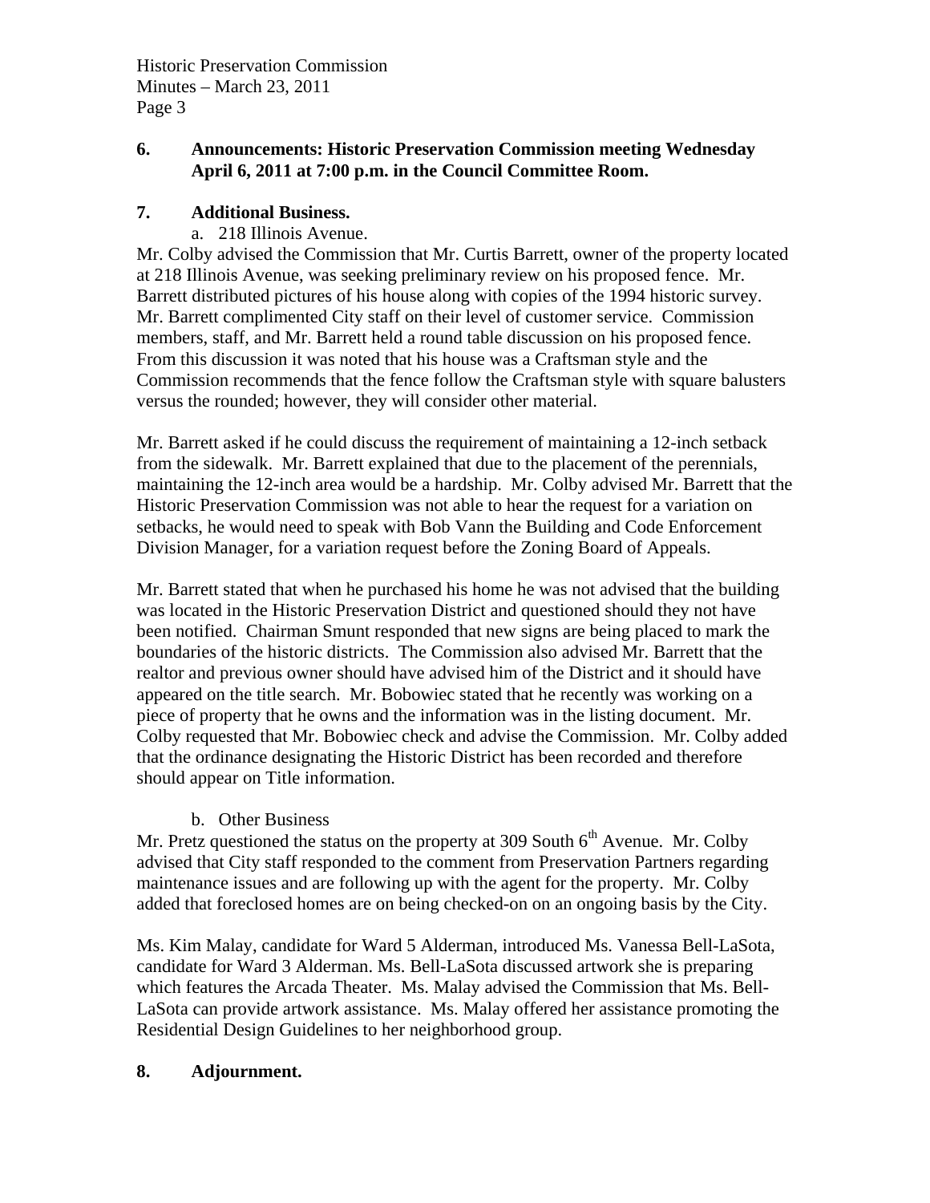## 6. Announcements: Historic Preservation Commission meeting Wednesday April 6, 2011 at 7:00 p.m. in the Council Committee Room.

## 7. Additional Business.

a. 218 Illinois Avenue.

Mr. Colby advised the Commission that Mr. Curtis Barrett, owner of the property located at 218 Illinois Avenue, was seeking preliminary review on his proposed fence. Mr. Barrett distributed pictures of his house along with copies of the 1994 historic survey. Mr. Barrett complimented City staff on their level of customer service. Commission members, staff, and Mr. Barrett held a round table discussion on his proposed fence. From this discussion it was noted that his house was a Craftsman style and the Commission recommends that the fence follow the Craftsman style with square balusters versus the rounded; however, they will consider other material.

Mr. Barrett asked if he could discuss the requirement of maintaining a 12-inch setback from the sidewalk. Mr. Barrett explained that due to the placement of the perennials, maintaining the 12-inch area would be a hardship. Mr. Colby advised Mr. Barrett that the Historic Preservation Commission was not able to hear the request for a variation on setbacks, he would need to speak with Bob Vann the Building and Code Enforcement Division Manager, for a variation request before the Zoning Board of Appeals.

Mr. Barrett stated that when he purchased his home he was not advised that the building was located in the Historic Preservation District and questioned should they not have been notified. Chairman Smunt responded that new signs are being placed to mark the boundaries of the historic districts. The Commission also advised Mr. Barrett that the realtor and previous owner should have advised him of the District and it should have appeared on the title search. Mr. Bobowiec stated that he recently was working on a piece of property that he owns and the information was in the listing document. Mr. Colby requested that Mr. Bobowiec check and advise the Commission. Mr. Colby added that the ordinance designating the Historic District has been recorded and therefore should appear on Title information.

b. Other Business

Mr. Pretz questioned the status on the property at 309 South 6th Avenue. Mr. Colby advised that City staff responded to the comment from Preservation Partners regarding maintenance issues and are following up with the agent for the property. Mr. Colby added that foreclosed homes are on being checked-on on an ongoing basis by the City.

Ms. Kim Malay, candidate for Ward 5 Alderman, introduced Ms. Vanessa Bell-LaSota, candidate for Ward 3 Alderman. Ms. Bell-LaSota discussed artwork she is preparing which features the Arcada Theater. Ms. Malay advised the Commission that Ms. Bell-LaSota can provide artwork assistance. Ms. Malay offered her assistance promoting the Residential Design Guidelines to her neighborhood group.

## 8. Adjournment.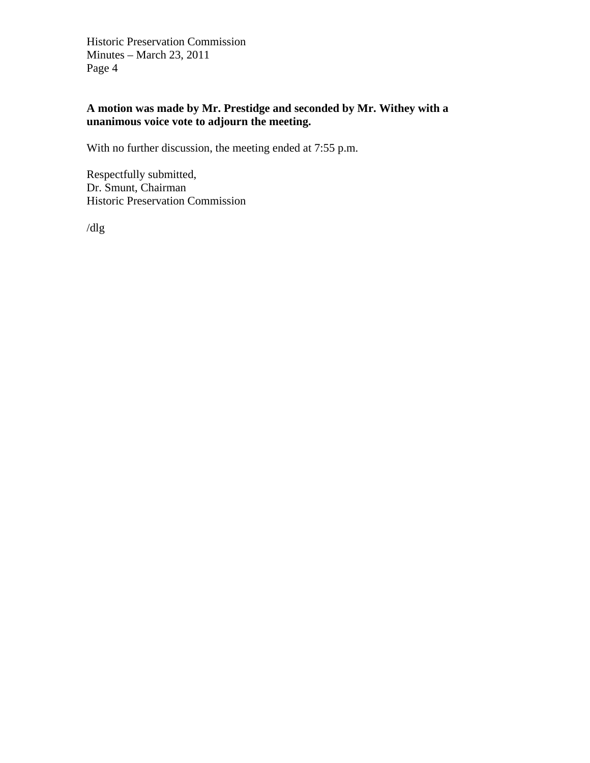**A motion was made by Mr. Prestidge and seconded by Mr. Withey with a unanimous voice vote to adjourn the meeting.**

With no further discussion, the meeting ended at 7:55 p.m.

Respectfully submitted,
Dr. Smunt, Chairman
Historic Preservation Commission

/dlg